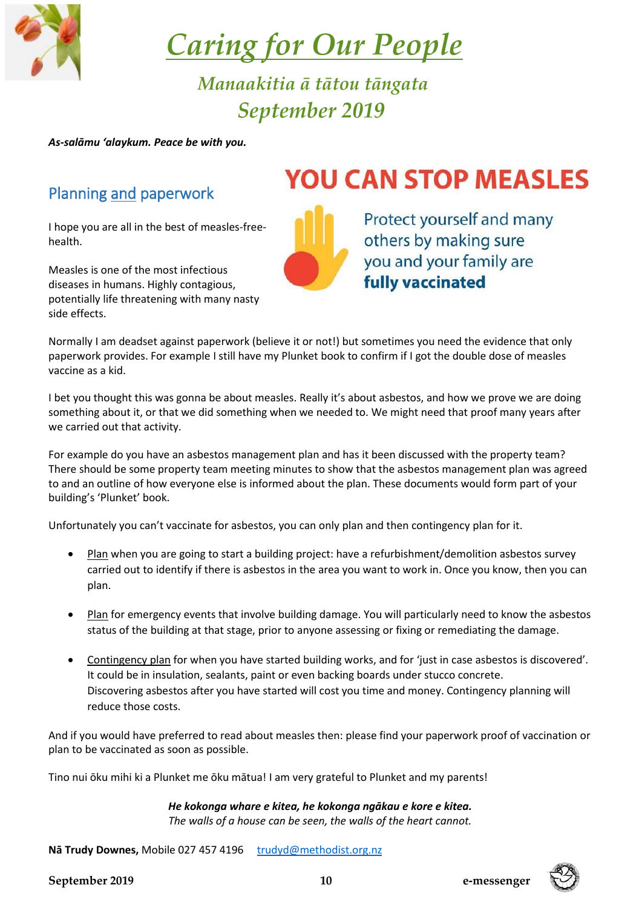# Caring for Our People

## Manaakitia ā tātou tāngata
## September 2019

***As-salāmu ʻalaykum. Peace be with you.***

## Planning and paperwork

**YOU CAN STOP MEASLES**

Protect yourself and many others by making sure you and your family are **fully vaccinated**

I hope you are all in the best of measles-free-health.

Measles is one of the most infectious diseases in humans. Highly contagious, potentially life threatening with many nasty side effects.

Normally I am deadset against paperwork (believe it or not!) but sometimes you need the evidence that only paperwork provides. For example I still have my Plunket book to confirm if I got the double dose of measles vaccine as a kid.

I bet you thought this was gonna be about measles. Really it's about asbestos, and how we prove we are doing something about it, or that we did something when we needed to. We might need that proof many years after we carried out that activity.

For example do you have an asbestos management plan and has it been discussed with the property team? There should be some property team meeting minutes to show that the asbestos management plan was agreed to and an outline of how everyone else is informed about the plan. These documents would form part of your building's 'Plunket' book.

Unfortunately you can't vaccinate for asbestos, you can only plan and then contingency plan for it.

- Plan when you are going to start a building project: have a refurbishment/demolition asbestos survey carried out to identify if there is asbestos in the area you want to work in. Once you know, then you can plan.
- Plan for emergency events that involve building damage. You will particularly need to know the asbestos status of the building at that stage, prior to anyone assessing or fixing or remediating the damage.
- Contingency plan for when you have started building works, and for 'just in case asbestos is discovered'. It could be in insulation, sealants, paint or even backing boards under stucco concrete. Discovering asbestos after you have started will cost you time and money. Contingency planning will reduce those costs.

And if you would have preferred to read about measles then: please find your paperwork proof of vaccination or plan to be vaccinated as soon as possible.

Tino nui ōku mihi ki a Plunket me ōku mātua! I am very grateful to Plunket and my parents!

***He kokonga whare e kitea, he kokonga ngākau e kore e kitea.***
*The walls of a house can be seen, the walls of the heart cannot.*

**Nā Trudy Downes,** Mobile 027 457 4196 trudyd@methodist.org.nz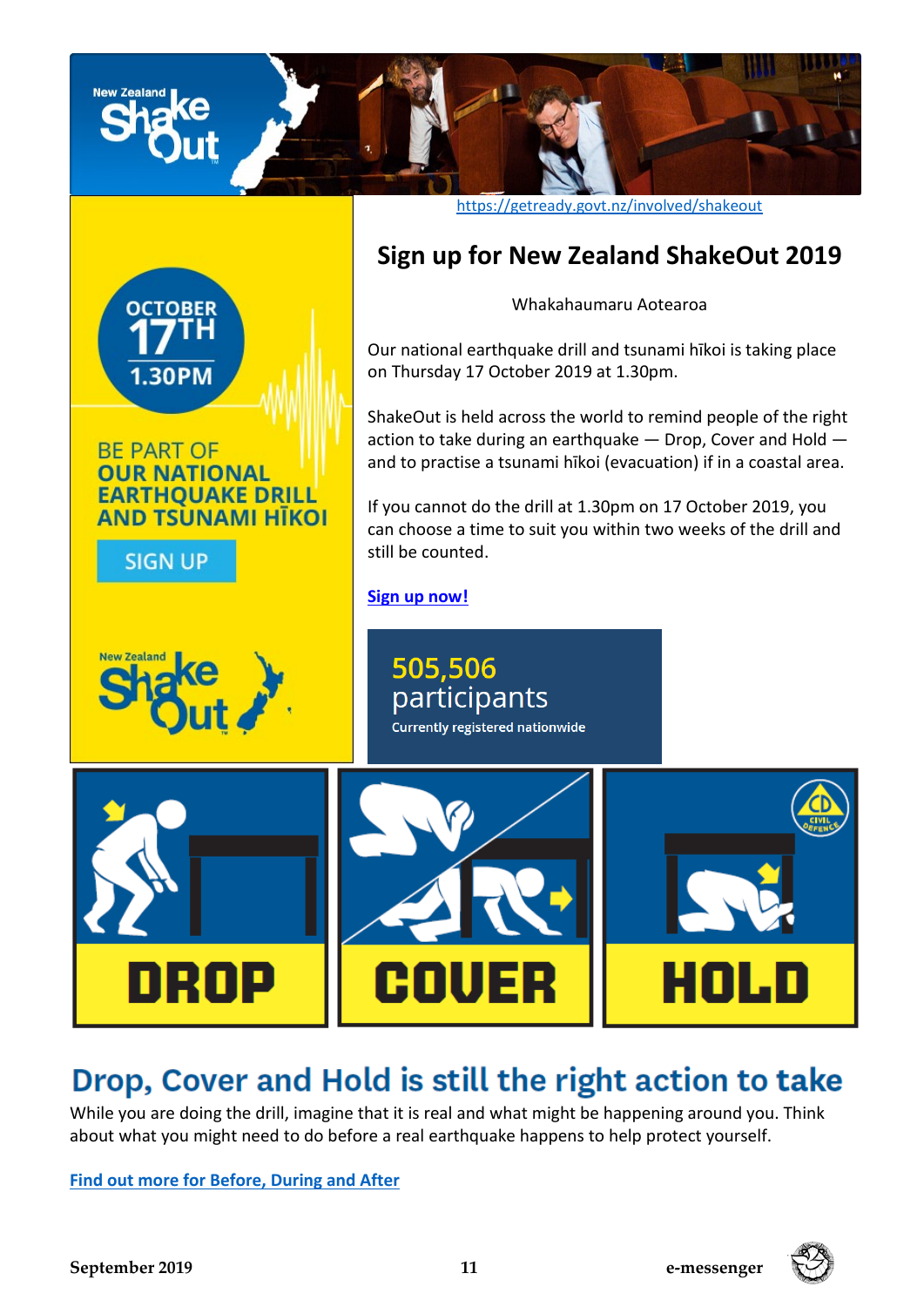https://getready.govt.nz/involved/shakeout

## Sign up for New Zealand ShakeOut 2019

Whakahaumaru Aotearoa

Our national earthquake drill and tsunami hīkoi is taking place on Thursday 17 October 2019 at 1.30pm.

ShakeOut is held across the world to remind people of the right action to take during an earthquake — Drop, Cover and Hold — and to practise a tsunami hīkoi (evacuation) if in a coastal area.

If you cannot do the drill at 1.30pm on 17 October 2019, you can choose a time to suit you within two weeks of the drill and still be counted.

**Sign up now!**

OCTOBER 17TH 1.30PM

BE PART OF OUR NATIONAL EARTHQUAKE DRILL AND TSUNAMI HĪKOI

SIGN UP

505,506 participants

Currently registered nationwide

DROP COVER HOLD

## Drop, Cover and Hold is still the right action to take

While you are doing the drill, imagine that it is real and what might be happening around you. Think about what you might need to do before a real earthquake happens to help protect yourself.

**Find out more for Before, During and After**